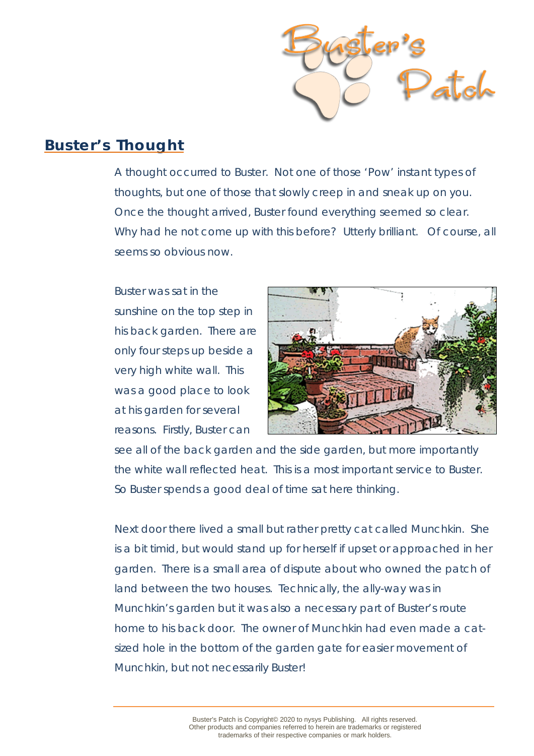## Buster's Thought

A thought occurred to Buster. Not one of those 'Pow' instant types of thoughts, but one of those that slowly creep in and sneak up on you. Once the thought arrived, Buster found everything seemed so clear. Why had he not come up with this before? Utterly brilliant. Of course, all seems so obvious now.

Buster was sat in the sunshine on the top step in his back garden. There are only four steps up beside a very high white wall. This was a good place to look at his garden for several reasons. Firstly, Buster can see all of the back garden and the side garden, but more importantly the white wall reflected heat. This is a most important service to Buster. So Buster spends a good deal of time sat here thinking.

Next door there lived a small but rather pretty cat called Munchkin. She is a bit timid, but would stand up for herself if upset or approached in her garden. There is a small area of dispute about who owned the patch of land between the two houses. Technically, the ally-way was in Munchkin's garden but it was also a necessary part of Buster's route home to his back door. The owner of Munchkin had even made a cat-sized hole in the bottom of the garden gate for easier movement of Munchkin, but not necessarily Buster!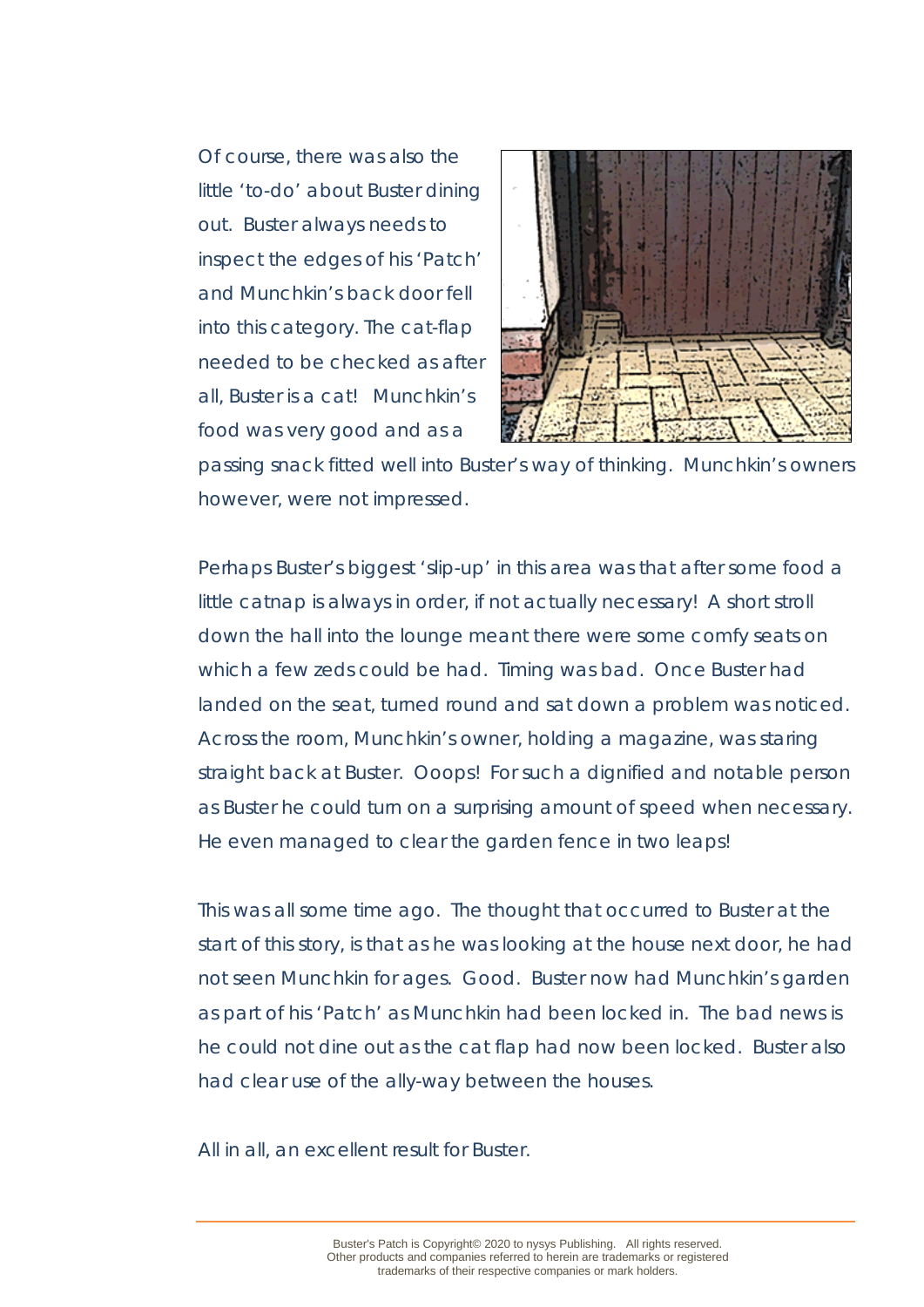Of course, there was also the little 'to-do' about Buster dining out. Buster always needs to inspect the edges of his 'Patch' and Munchkin's back door fell into this category. The cat-flap needed to be checked as after all, Buster is a cat! Munchkin's food was very good and as a passing snack fitted well into Buster's way of thinking. Munchkin's owners however, were not impressed.

Perhaps Buster's biggest 'slip-up' in this area was that after some food a little catnap is always in order, if not actually necessary! A short stroll down the hall into the lounge meant there were some comfy seats on which a few zeds could be had. Timing was bad. Once Buster had landed on the seat, turned round and sat down a problem was noticed. Across the room, Munchkin's owner, holding a magazine, was staring straight back at Buster. Ooops! For such a dignified and notable person as Buster he could turn on a surprising amount of speed when necessary. He even managed to clear the garden fence in two leaps!

This was all some time ago. The thought that occurred to Buster at the start of this story, is that as he was looking at the house next door, he had not seen Munchkin for ages. Good. Buster now had Munchkin's garden as part of his 'Patch' as Munchkin had been locked in. The bad news is he could not dine out as the cat flap had now been locked. Buster also had clear use of the ally-way between the houses.

All in all, an excellent result for Buster.

Buster's Patch is Copyright© 2020 to nysys Publishing. All rights reserved.
Other products and companies referred to herein are trademarks or registered trademarks of their respective companies or mark holders.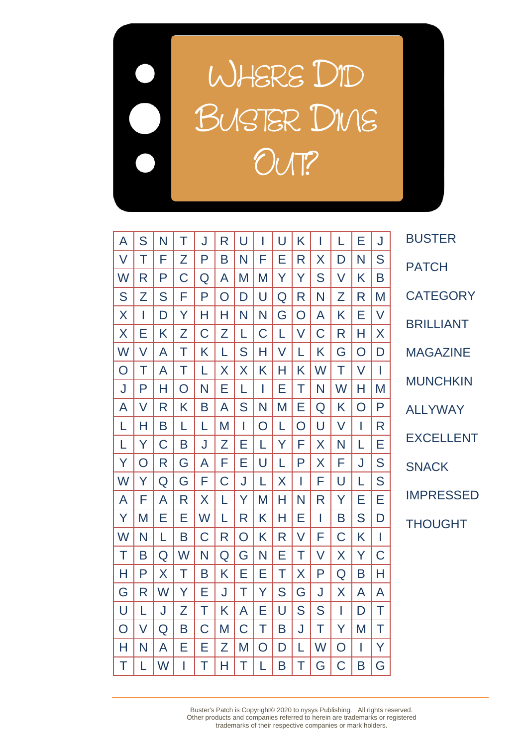# Where Did Buster Dine Out?

| | | | | | | | | | | | | | |
|---|---|---|---|---|---|---|---|---|---|---|---|---|---|
| A | S | N | T | J | R | U | I | U | K | I | L | E | J |
| V | T | F | Z | P | B | N | F | E | R | X | D | N | S |
| W | R | P | C | Q | A | M | M | Y | Y | S | V | K | B |
| S | Z | S | F | P | O | D | U | Q | R | N | Z | R | M |
| X | I | D | Y | H | H | N | N | G | O | A | K | E | V |
| X | E | K | Z | C | Z | L | C | L | V | C | R | H | X |
| W | V | A | T | K | L | S | H | V | L | K | G | O | D |
| O | T | A | T | L | X | X | K | H | K | W | T | V | I |
| J | P | H | O | N | E | L | I | E | T | N | W | H | M |
| A | V | R | K | B | A | S | N | M | E | Q | K | O | P |
| L | H | B | L | L | M | I | O | L | O | U | V | I | R |
| L | Y | C | B | J | Z | E | L | Y | F | X | N | L | E |
| Y | O | R | G | A | F | E | U | L | P | X | F | J | S |
| W | Y | Q | G | F | C | J | L | X | I | F | U | L | S |
| A | F | A | R | X | L | Y | M | H | N | R | Y | E | E |
| Y | M | E | E | W | L | R | K | H | E | I | B | S | D |
| W | N | L | B | C | R | O | K | R | V | F | C | K | I |
| T | B | Q | W | N | Q | G | N | E | T | V | X | Y | C |
| H | P | X | T | B | K | E | E | T | X | P | Q | B | H |
| G | R | W | Y | E | J | T | Y | S | G | J | X | A | A |
| U | L | J | Z | T | K | A | E | U | S | S | I | D | T |
| O | V | Q | B | C | M | C | T | B | J | T | Y | M | T |
| H | N | A | E | E | Z | M | O | D | L | W | O | I | Y |
| T | L | W | I | T | H | T | L | B | T | G | C | B | G |

BUSTER

PATCH

CATEGORY

BRILLIANT

MAGAZINE

MUNCHKIN

ALLYWAY

EXCELLENT

SNACK

IMPRESSED

THOUGHT

Buster's Patch is Copyright© 2020 to nysys Publishing. All rights reserved.
Other products and companies referred to herein are trademarks or registered trademarks of their respective companies or mark holders.